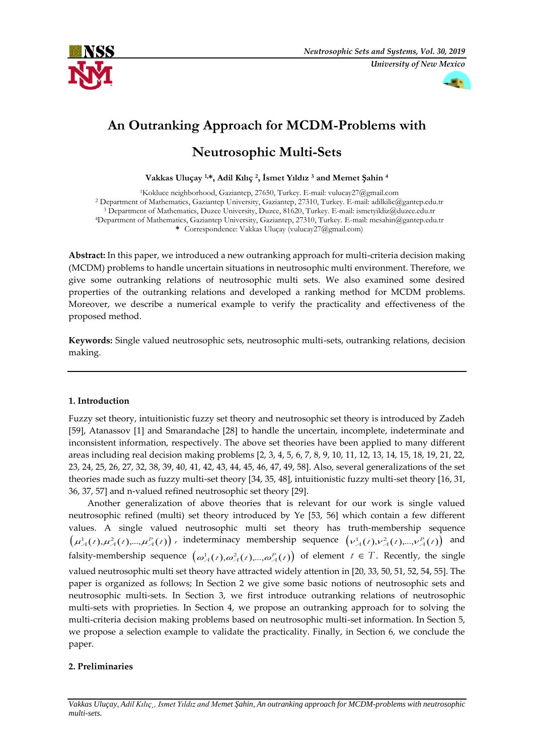# An Outranking Approach for MCDM-Problems with Neutrosophic Multi-Sets

**Vakkas Uluçay [1,*], Adil Kılıç [2], İsmet Yıldız [3] and Memet Şahin [4]**

[1]Kokluce neighborhood, Gaziantep, 27650, Turkey. E-mail: vulucay27@gmail.com
[2] Department of Mathematics, Gaziantep University, Gaziantep, 27310, Turkey. E-mail: adilkilic@gantep.edu.tr
[3] Department of Mathematics, Duzce University, Duzce, 81620, Turkey. E-mail: ismetyildiz@duzce.edu.tr
[4]Department of Mathematics, Gaziantep University, Gaziantep, 27310, Turkey. E-mail: mesahin@gantep.edu.tr
\* Correspondence: Vakkas Uluçay (vulucay27@gmail.com)

**Abstract:** In this paper, we introduced a new outranking approach for multi-criteria decision making (MCDM) problems to handle uncertain situations in neutrosophic multi environment. Therefore, we give some outranking relations of neutrosophic multi sets. We also examined some desired properties of the outranking relations and developed a ranking method for MCDM problems. Moreover, we describe a numerical example to verify the practicality and effectiveness of the proposed method.

**Keywords:** Single valued neutrosophic sets, neutrosophic multi-sets, outranking relations, decision making.

## 1. Introduction

Fuzzy set theory, intuitionistic fuzzy set theory and neutrosophic set theory is introduced by Zadeh [59], Atanassov [1] and Smarandache [28] to handle the uncertain, incomplete, indeterminate and inconsistent information, respectively. The above set theories have been applied to many different areas including real decision making problems [2, 3, 4, 5, 6, 7, 8, 9, 10, 11, 12, 13, 14, 15, 18, 19, 21, 22, 23, 24, 25, 26, 27, 32, 38, 39, 40, 41, 42, 43, 44, 45, 46, 47, 49, 58]. Also, several generalizations of the set theories made such as fuzzy multi-set theory [34, 35, 48], intuitionistic fuzzy multi-set theory [16, 31, 36, 37, 57] and n-valued refined neutrosophic set theory [29].

Another generalization of above theories that is relevant for our work is single valued neutrosophic refined (multi) set theory introduced by Ye [53, 56] which contain a few different values. A single valued neutrosophic multi set theory has truth-membership sequence $\left(\mu_A^1(t),\mu_A^2(t),...,\mu_A^P(t)\right)$, indeterminacy membership sequence $\left(\nu_A^1(t),\nu_A^2(t),...,\nu_A^P(t)\right)$ and falsity-membership sequence $\left(\omega_A^1(t),\omega_A^2(t),...,\omega_A^P(t)\right)$ of element $t \in T$. Recently, the single valued neutrosophic multi set theory have attracted widely attention in [20, 33, 50, 51, 52, 54, 55]. The paper is organized as follows; In Section 2 we give some basic notions of neutrosophic sets and neutrosophic multi-sets. In Section 3, we first introduce outranking relations of neutrosophic multi-sets with proprieties. In Section 4, we propose an outranking approach for to solving the multi-criteria decision making problems based on neutrosophic multi-set information. In Section 5, we propose a selection example to validate the practicality. Finally, in Section 6, we conclude the paper.

## 2. Preliminaries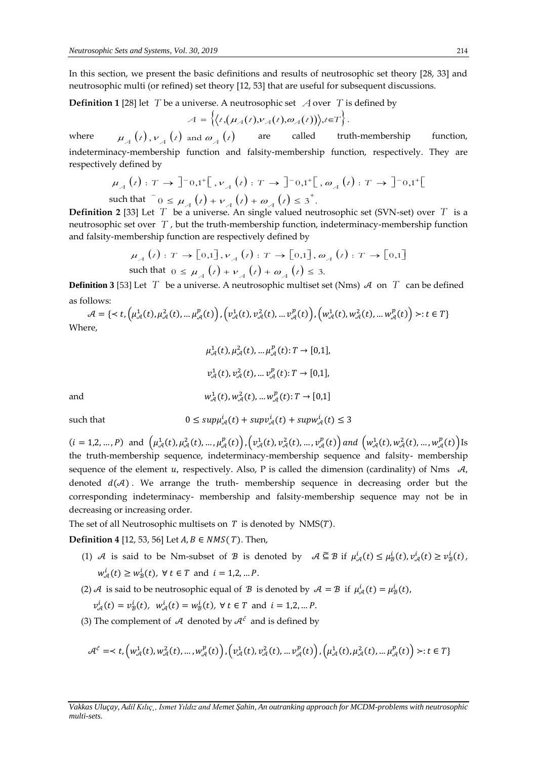In this section, we present the basic definitions and results of neutrosophic set theory [28, 33] and neutrosophic multi (or refined) set theory [12, 53] that are useful for subsequent discussions.

**Definition 1** [28] let $T$ be a universe. A neutrosophic set $\mathcal{A}$ over $T$ is defined by

$$\mathcal{A} = \left\{ \left\langle t, \left( \mu_{\mathcal{A}}(t), \nu_{\mathcal{A}}(t), \omega_{\mathcal{A}}(t) \right) \right\rangle, t \in T \right\}.$$

where $\mu_{\mathcal{A}}(t), \nu_{\mathcal{A}}(t)$ and $\omega_{\mathcal{A}}(t)$ are called truth-membership function, indeterminacy-membership function and falsity-membership function, respectively. They are respectively defined by

$$\mu_{\mathcal{A}}(t) : T \to ]^{-}0,1^{+}[\,, \nu_{\mathcal{A}}(t) : T \to ]^{-}0,1^{+}[\,, \omega_{\mathcal{A}}(t) : T \to ]^{-}0,1^{+}[$$

such that $^{-}0 \leq \mu_{\mathcal{A}}(t) + \nu_{\mathcal{A}}(t) + \omega_{\mathcal{A}}(t) \leq 3^{+}$.

**Definition 2** [33] Let $T$ be a universe. An single valued neutrosophic set (SVN-set) over $T$ is a neutrosophic set over $T$, but the truth-membership function, indeterminacy-membership function and falsity-membership function are respectively defined by

$$\mu_{\mathcal{A}}(t) : T \to [0,1], \nu_{\mathcal{A}}(t) : T \to [0,1], \omega_{\mathcal{A}}(t) : T \to [0,1]$$

such that $0 \leq \mu_{\mathcal{A}}(t) + \nu_{\mathcal{A}}(t) + \omega_{\mathcal{A}}(t) \leq 3$.

**Definition 3** [53] Let $T$ be a universe. A neutrosophic multiset set (Nms) $\mathcal{A}$ on $T$ can be defined as follows:

$$\mathcal{A} = \{ \prec t, \left( \mu_{\mathcal{A}}^{1}(t), \mu_{\mathcal{A}}^{2}(t), \ldots \mu_{\mathcal{A}}^{p}(t) \right), \left( v_{\mathcal{A}}^{1}(t), v_{\mathcal{A}}^{2}(t), \ldots v_{\mathcal{A}}^{p}(t) \right), \left( w_{\mathcal{A}}^{1}(t), w_{\mathcal{A}}^{2}(t), \ldots w_{\mathcal{A}}^{p}(t) \right) \succ : t \in T \}$$

Where,

$$\mu_{\mathcal{A}}^{1}(t), \mu_{\mathcal{A}}^{2}(t), \ldots \mu_{\mathcal{A}}^{p}(t) : T \to [0,1],$$

$$v_{\mathcal{A}}^{1}(t), v_{\mathcal{A}}^{2}(t), \ldots v_{\mathcal{A}}^{p}(t) : T \to [0,1],$$

and

$$w_{\mathcal{A}}^{1}(t), w_{\mathcal{A}}^{2}(t), \ldots w_{\mathcal{A}}^{p}(t) : T \to [0,1]$$

such that

$$0 \leq sup\mu_{\mathcal{A}}^{i}(t) + sup v_{\mathcal{A}}^{i}(t) + sup w_{\mathcal{A}}^{i}(t) \leq 3$$

$(i = 1,2, \ldots, P)$ and $\left( \mu_{\mathcal{A}}^{1}(t), \mu_{\mathcal{A}}^{2}(t), \ldots, \mu_{\mathcal{A}}^{p}(t) \right), \left( v_{\mathcal{A}}^{1}(t), v_{\mathcal{A}}^{2}(t), \ldots, v_{\mathcal{A}}^{p}(t) \right)$ $and$ $\left( w_{\mathcal{A}}^{1}(t), w_{\mathcal{A}}^{2}(t), \ldots, w_{\mathcal{A}}^{p}(t) \right)$ Is the truth-membership sequence, indeterminacy-membership sequence and falsity- membership sequence of the element $u$, respectively. Also, P is called the dimension (cardinality) of Nms $\mathcal{A}$, denoted $d(\mathcal{A})$. We arrange the truth- membership sequence in decreasing order but the corresponding indeterminacy- membership and falsity-membership sequence may not be in decreasing or increasing order.

The set of all Neutrosophic multisets on $T$ is denoted by $\text{NMS}(T)$.

**Definition 4** [12, 53, 56] Let $A, B \in NMS(T)$. Then,

(1) $\mathcal{A}$ is said to be Nm-subset of $\mathcal{B}$ is denoted by $\mathcal{A} \mathrel{\tilde{\subseteq}} \mathcal{B}$ if $\mu_{\mathcal{A}}^{i}(t) \leq \mu_{B}^{i}(t), v_{\mathcal{A}}^{i}(t) \geq v_{B}^{i}(t)$, $w_{\mathcal{A}}^{i}(t) \geq w_{B}^{i}(t)$, $\forall\, t \in T$ and $i = 1,2, \ldots P$.

(2) $\mathcal{A}$ is said to be neutrosophic equal of $\mathcal{B}$ is denoted by $\mathcal{A} = \mathcal{B}$ if $\mu_{\mathcal{A}}^{i}(t) = \mu_{B}^{i}(t)$, $v_{\mathcal{A}}^{i}(t) = v_{B}^{i}(t)$, $w_{\mathcal{A}}^{i}(t) = w_{B}^{i}(t)$, $\forall\, t \in T$ and $i = 1,2, \ldots P$.

(3) The complement of $\mathcal{A}$ denoted by $\mathcal{A}^{\tilde{c}}$ and is defined by

$$\mathcal{A}^{\tilde{c}} = \prec t, \left( w_{\mathcal{A}}^{1}(t), w_{\mathcal{A}}^{2}(t), \ldots, w_{\mathcal{A}}^{p}(t) \right), \left( v_{\mathcal{A}}^{1}(t), v_{\mathcal{A}}^{2}(t), \ldots v_{\mathcal{A}}^{p}(t) \right), \left( \mu_{\mathcal{A}}^{1}(t), \mu_{\mathcal{A}}^{2}(t), \ldots \mu_{\mathcal{A}}^{p}(t) \right) \succ : t \in T \}$$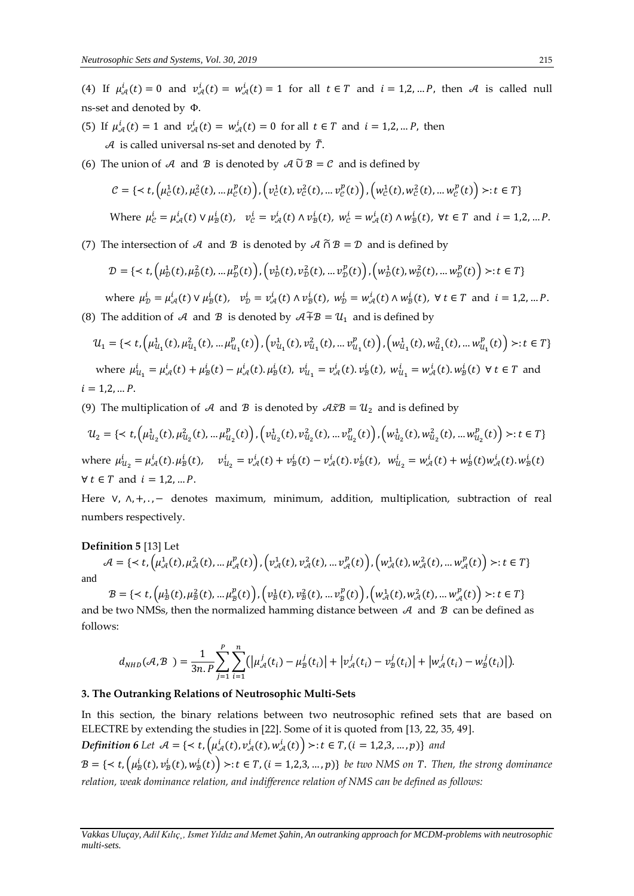(4) If $\mu_{\mathcal{A}}^{i}(t) = 0$ and $v_{\mathcal{A}}^{i}(t) = w_{\mathcal{A}}^{i}(t) = 1$ for all $t \in T$ and $i = 1,2,...P$, then $\mathcal{A}$ is called null ns-set and denoted by $\Phi$.

(5) If $\mu_{\mathcal{A}}^{i}(t) = 1$ and $v_{\mathcal{A}}^{i}(t) = w_{\mathcal{A}}^{i}(t) = 0$ for all $t \in T$ and $i = 1,2,...P$, then $\mathcal{A}$ is called universal ns-set and denoted by $\tilde{T}$.

(6) The union of $\mathcal{A}$ and $\mathcal{B}$ is denoted by $\mathcal{A} \tilde{\cup} \mathcal{B} = \mathcal{C}$ and is defined by

$$\mathcal{C} = \{\prec t, \left(\mu_{\mathcal{C}}^{1}(t), \mu_{\mathcal{C}}^{2}(t), ... \mu_{\mathcal{C}}^{p}(t)\right), \left(v_{\mathcal{C}}^{1}(t), v_{\mathcal{C}}^{2}(t), ... v_{\mathcal{C}}^{p}(t)\right), \left(w_{\mathcal{C}}^{1}(t), w_{\mathcal{C}}^{2}(t), ... w_{\mathcal{C}}^{p}(t)\right) \succ : t \in T\}$$

Where $\mu_{\mathcal{C}}^{i} = \mu_{\mathcal{A}}^{i}(t) \vee \mu_{\mathcal{B}}^{i}(t)$, $v_{\mathcal{C}}^{i} = v_{\mathcal{A}}^{i}(t) \wedge v_{\mathcal{B}}^{i}(t)$, $w_{\mathcal{C}}^{i} = w_{\mathcal{A}}^{i}(t) \wedge w_{\mathcal{B}}^{i}(t)$, $\forall t \in T$ and $i = 1,2,...P$.

(7) The intersection of $\mathcal{A}$ and $\mathcal{B}$ is denoted by $\mathcal{A} \tilde{\cap} \mathcal{B} = \mathcal{D}$ and is defined by

$$\mathcal{D} = \{\prec t, \left(\mu_{\mathcal{D}}^{1}(t), \mu_{\mathcal{D}}^{2}(t), ... \mu_{\mathcal{D}}^{p}(t)\right), \left(v_{\mathcal{D}}^{1}(t), v_{\mathcal{D}}^{2}(t), ... v_{\mathcal{D}}^{p}(t)\right), \left(w_{\mathcal{D}}^{1}(t), w_{\mathcal{D}}^{2}(t), ... w_{\mathcal{D}}^{p}(t)\right) \succ : t \in T\}$$

where $\mu_{\mathcal{D}}^{i} = \mu_{\mathcal{A}}^{i}(t) \vee \mu_{\mathcal{B}}^{i}(t)$, $v_{\mathcal{D}}^{i} = v_{\mathcal{A}}^{i}(t) \wedge v_{\mathcal{B}}^{i}(t)$, $w_{\mathcal{D}}^{i} = w_{\mathcal{A}}^{i}(t) \wedge w_{\mathcal{B}}^{i}(t)$, $\forall t \in T$ and $i = 1,2,...P$.

(8) The addition of $\mathcal{A}$ and $\mathcal{B}$ is denoted by $\mathcal{A} \tilde{+} \mathcal{B} = \mathcal{U}_1$ and is defined by

$$\mathcal{U}_1 = \{\prec t, \left(\mu_{\mathcal{U}_1}^{1}(t), \mu_{\mathcal{U}_1}^{2}(t), ... \mu_{\mathcal{U}_1}^{p}(t)\right), \left(v_{\mathcal{U}_1}^{1}(t), v_{\mathcal{U}_1}^{2}(t), ... v_{\mathcal{U}_1}^{p}(t)\right), \left(w_{\mathcal{U}_1}^{1}(t), w_{\mathcal{U}_1}^{2}(t), ... w_{\mathcal{U}_1}^{p}(t)\right) \succ : t \in T\}$$

where $\mu_{\mathcal{U}_1}^{i} = \mu_{\mathcal{A}}^{i}(t) + \mu_{\mathcal{B}}^{i}(t) - \mu_{\mathcal{A}}^{i}(t).\mu_{\mathcal{B}}^{i}(t)$, $v_{\mathcal{U}_1}^{i} = v_{\mathcal{A}}^{i}(t).v_{\mathcal{B}}^{i}(t)$, $w_{\mathcal{U}_1}^{i} = w_{\mathcal{A}}^{i}(t).w_{\mathcal{B}}^{i}(t)$ $\forall t \in T$ and $i = 1,2,...P$.

(9) The multiplication of $\mathcal{A}$ and $\mathcal{B}$ is denoted by $\mathcal{A} \tilde{x} \mathcal{B} = \mathcal{U}_2$ and is defined by

$$\mathcal{U}_2 = \{\prec t, \left(\mu_{\mathcal{U}_2}^{1}(t), \mu_{\mathcal{U}_2}^{2}(t), ... \mu_{\mathcal{U}_2}^{p}(t)\right), \left(v_{\mathcal{U}_2}^{1}(t), v_{\mathcal{U}_2}^{2}(t), ... v_{\mathcal{U}_2}^{p}(t)\right), \left(w_{\mathcal{U}_2}^{1}(t), w_{\mathcal{U}_2}^{2}(t), ... w_{\mathcal{U}_2}^{p}(t)\right) \succ : t \in T\}$$

where $\mu_{\mathcal{U}_2}^{i} = \mu_{\mathcal{A}}^{i}(t).\mu_{\mathcal{B}}^{i}(t)$, $v_{\mathcal{U}_2}^{i} = v_{\mathcal{A}}^{i}(t) + v_{\mathcal{B}}^{i}(t) - v_{\mathcal{A}}^{i}(t).v_{\mathcal{B}}^{i}(t)$, $w_{\mathcal{U}_2}^{i} = w_{\mathcal{A}}^{i}(t) + w_{\mathcal{B}}^{i}(t) w_{\mathcal{A}}^{i}(t).w_{\mathcal{B}}^{i}(t)$ $\forall t \in T$ and $i = 1,2,...P$.

Here $\vee, \wedge, +, ., -$ denotes maximum, minimum, addition, multiplication, subtraction of real numbers respectively.

**Definition 5** [13] Let

$$\mathcal{A} = \{\prec t, \left(\mu_{\mathcal{A}}^{1}(t), \mu_{\mathcal{A}}^{2}(t), ... \mu_{\mathcal{A}}^{p}(t)\right), \left(v_{\mathcal{A}}^{1}(t), v_{\mathcal{A}}^{2}(t), ... v_{\mathcal{A}}^{p}(t)\right), \left(w_{\mathcal{A}}^{1}(t), w_{\mathcal{A}}^{2}(t), ... w_{\mathcal{A}}^{p}(t)\right) \succ : t \in T\}$$

and

$$\mathcal{B} = \{\prec t, \left(\mu_{\mathcal{B}}^{1}(t), \mu_{\mathcal{B}}^{2}(t), ... \mu_{\mathcal{B}}^{p}(t)\right), \left(v_{\mathcal{B}}^{1}(t), v_{\mathcal{B}}^{2}(t), ... v_{\mathcal{B}}^{p}(t)\right), \left(w_{\mathcal{A}}^{1}(t), w_{\mathcal{A}}^{2}(t), ... w_{\mathcal{A}}^{p}(t)\right) \succ : t \in T\}$$

and be two NMSs, then the normalized hamming distance between $\mathcal{A}$ and $\mathcal{B}$ can be defined as follows:

$$d_{NHD}(\mathcal{A}, \mathcal{B}) = \frac{1}{3n.P} \sum_{j=1}^{P} \sum_{i=1}^{n} \left( \left| \mu_{\mathcal{A}}^{j}(t_i) - \mu_{\mathcal{B}}^{j}(t_i) \right| + \left| v_{\mathcal{A}}^{j}(t_i) - v_{\mathcal{B}}^{j}(t_i) \right| + \left| w_{\mathcal{A}}^{j}(t_i) - w_{\mathcal{B}}^{j}(t_i) \right| \right).$$

### 3. The Outranking Relations of Neutrosophic Multi-Sets

In this section, the binary relations between two neutrosophic refined sets that are based on ELECTRE by extending the studies in [22]. Some of it is quoted from [13, 22, 35, 49].

***Definition 6*** *Let* $\mathcal{A} = \{\prec t, \left(\mu_{\mathcal{A}}^{i}(t), v_{\mathcal{A}}^{i}(t), w_{\mathcal{A}}^{i}(t)\right) \succ : t \in T, (i = 1,2,3, ..., p)\}$ *and* $\mathcal{B} = \{\prec t, \left(\mu_{\mathcal{B}}^{i}(t), v_{\mathcal{B}}^{i}(t), w_{\mathcal{B}}^{i}(t)\right) \succ : t \in T, (i = 1,2,3, ..., p)\}$ *be two NMS on* $T$. *Then, the strong dominance relation, weak dominance relation, and indifference relation of NMS can be defined as follows:*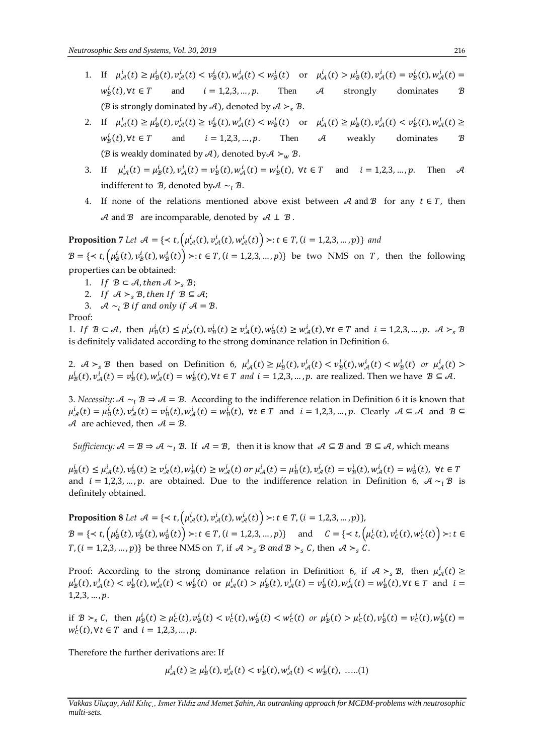1. If $\mu^i_{\mathcal{A}}(t) \geq \mu^i_{\mathcal{B}}(t), v^i_{\mathcal{A}}(t) < v^i_{\mathcal{B}}(t), w^i_{\mathcal{A}}(t) < w^i_{\mathcal{B}}(t)$ or $\mu^i_{\mathcal{A}}(t) > \mu^i_{\mathcal{B}}(t), v^i_{\mathcal{A}}(t) = v^i_{\mathcal{B}}(t), w^i_{\mathcal{A}}(t) = w^i_{\mathcal{B}}(t), \forall t \in T$ and $i = 1,2,3, \dots, p$. Then $\mathcal{A}$ strongly dominates $\mathcal{B}$ ($\mathcal{B}$ is strongly dominated by $\mathcal{A}$), denoted by $\mathcal{A} \succ_s \mathcal{B}$.
2. If $\mu^i_{\mathcal{A}}(t) \geq \mu^i_{\mathcal{B}}(t), v^i_{\mathcal{A}}(t) \geq v^i_{\mathcal{B}}(t), w^i_{\mathcal{A}}(t) < w^i_{\mathcal{B}}(t)$ or $\mu^i_{\mathcal{A}}(t) \geq \mu^i_{\mathcal{B}}(t), v^i_{\mathcal{A}}(t) < v^i_{\mathcal{B}}(t), w^i_{\mathcal{A}}(t) \geq w^i_{\mathcal{B}}(t), \forall t \in T$ and $i = 1,2,3, \dots, p$. Then $\mathcal{A}$ weakly dominates $\mathcal{B}$ ($\mathcal{B}$ is weakly dominated by $\mathcal{A}$), denoted by $\mathcal{A} \succ_w \mathcal{B}$.
3. If $\mu^i_{\mathcal{A}}(t) = \mu^i_{\mathcal{B}}(t), v^i_{\mathcal{A}}(t) = v^i_{\mathcal{B}}(t), w^i_{\mathcal{A}}(t) = w^i_{\mathcal{B}}(t)$, $\forall t \in T$ and $i = 1,2,3, \dots, p$. Then $\mathcal{A}$ indifferent to $\mathcal{B}$, denoted by $\mathcal{A} \sim_l \mathcal{B}$.
4. If none of the relations mentioned above exist between $\mathcal{A}$ and $\mathcal{B}$ for any $t \in T$, then $\mathcal{A}$ and $\mathcal{B}$ are incomparable, denoted by $\mathcal{A} \perp \mathcal{B}$.

**Proposition 7** *Let* $\mathcal{A} = \{\prec t, \left(\mu^i_{\mathcal{A}}(t), v^i_{\mathcal{A}}(t), w^i_{\mathcal{A}}(t)\right) \succ : t \in T, (i = 1,2,3, \dots, p)\}$ *and* $\mathcal{B} = \{\prec t, \left(\mu^i_{\mathcal{B}}(t), v^i_{\mathcal{B}}(t), w^i_{\mathcal{B}}(t)\right) \succ : t \in T, (i = 1,2,3, \dots, p)\}$ be two NMS on $T$, then the following properties can be obtained:

1. *If* $\mathcal{B} \subset \mathcal{A}$, *then* $\mathcal{A} \succ_s \mathcal{B}$;
2. *If* $\mathcal{A} \succ_s \mathcal{B}$, *then If* $\mathcal{B} \subseteq \mathcal{A}$;
3. $\mathcal{A} \sim_l \mathcal{B}$ *if and only if* $\mathcal{A} = \mathcal{B}$.

Proof:

1. *If* $\mathcal{B} \subset \mathcal{A}$, then $\mu^i_{\mathcal{B}}(t) \leq \mu^i_{\mathcal{A}}(t), v^i_{\mathcal{B}}(t) \geq v^i_{\mathcal{A}}(t), w^i_{\mathcal{B}}(t) \geq w^i_{\mathcal{A}}(t), \forall t \in T$ and $i = 1,2,3, \dots, p$. $\mathcal{A} \succ_s \mathcal{B}$ is definitely validated according to the strong dominance relation in Definition 6.

2. $\mathcal{A} \succ_s \mathcal{B}$ then based on Definition 6, $\mu^i_{\mathcal{A}}(t) \geq \mu^i_{\mathcal{B}}(t), v^i_{\mathcal{A}}(t) < v^i_{\mathcal{B}}(t), w^i_{\mathcal{A}}(t) < w^i_{\mathcal{B}}(t)$ *or* $\mu^i_{\mathcal{A}}(t) > \mu^i_{\mathcal{B}}(t), v^i_{\mathcal{A}}(t) = v^i_{\mathcal{B}}(t), w^i_{\mathcal{A}}(t) = w^i_{\mathcal{B}}(t), \forall t \in T$ *and* $i = 1,2,3, \dots, p$. are realized. Then we have $\mathcal{B} \subseteq \mathcal{A}$.

3. *Necessity*: $\mathcal{A} \sim_l \mathcal{B} \Rightarrow \mathcal{A} = \mathcal{B}$. According to the indifference relation in Definition 6 it is known that $\mu^i_{\mathcal{A}}(t) = \mu^i_{\mathcal{B}}(t), v^i_{\mathcal{A}}(t) = v^i_{\mathcal{B}}(t), w^i_{\mathcal{A}}(t) = w^i_{\mathcal{B}}(t)$, $\forall t \in T$ and $i = 1,2,3, \dots, p$. Clearly $\mathcal{A} \subseteq \mathcal{A}$ and $\mathcal{B} \subseteq \mathcal{A}$ are achieved, then $\mathcal{A} = \mathcal{B}$.

*Sufficiency*: $\mathcal{A} = \mathcal{B} \Rightarrow \mathcal{A} \sim_l \mathcal{B}$. If $\mathcal{A} = \mathcal{B}$, then it is know that $\mathcal{A} \subseteq \mathcal{B}$ and $\mathcal{B} \subseteq \mathcal{A}$, which means

$\mu^i_{\mathcal{B}}(t) \leq \mu^i_{\mathcal{A}}(t), v^i_{\mathcal{B}}(t) \geq v^i_{\mathcal{A}}(t), w^i_{\mathcal{B}}(t) \geq w^i_{\mathcal{A}}(t)$ *or* $\mu^i_{\mathcal{A}}(t) = \mu^i_{\mathcal{B}}(t), v^i_{\mathcal{A}}(t) = v^i_{\mathcal{B}}(t), w^i_{\mathcal{A}}(t) = w^i_{\mathcal{B}}(t)$, $\forall t \in T$ and $i = 1,2,3, \dots, p$. are obtained. Due to the indifference relation in Definition 6, $\mathcal{A} \sim_l \mathcal{B}$ is definitely obtained.

**Proposition 8** *Let* $\mathcal{A} = \{\prec t, \left(\mu^i_{\mathcal{A}}(t), v^i_{\mathcal{A}}(t), w^i_{\mathcal{A}}(t)\right) \succ : t \in T, (i = 1,2,3, \dots, p)\}$, $\mathcal{B} = \{\prec t, \left(\mu^i_{\mathcal{B}}(t), v^i_{\mathcal{B}}(t), w^i_{\mathcal{B}}(t)\right) \succ : t \in T, (i = 1,2,3, \dots, p)\}$ and $C = \{\prec t, \left(\mu^i_C(t), v^i_C(t), w^i_C(t)\right) \succ : t \in T, (i = 1,2,3, \dots, p)\}$ be three NMS on $T$, if $\mathcal{A} \succ_s \mathcal{B}$ *and* $\mathcal{B} \succ_s C$, then $\mathcal{A} \succ_s C$.

Proof: According to the strong dominance relation in Definition 6, if $\mathcal{A} \succ_s \mathcal{B}$, then $\mu^i_{\mathcal{A}}(t) \geq \mu^i_{\mathcal{B}}(t), v^i_{\mathcal{A}}(t) < v^i_{\mathcal{B}}(t), w^i_{\mathcal{A}}(t) < w^i_{\mathcal{B}}(t)$ or $\mu^i_{\mathcal{A}}(t) > \mu^i_{\mathcal{B}}(t), v^i_{\mathcal{A}}(t) = v^i_{\mathcal{B}}(t), w^i_{\mathcal{A}}(t) = w^i_{\mathcal{B}}(t), \forall t \in T$ and $i = 1,2,3, \dots, p$.

if $\mathcal{B} \succ_s C$, then $\mu^i_{\mathcal{B}}(t) \geq \mu^i_C(t), v^i_{\mathcal{B}}(t) < v^i_C(t), w^i_{\mathcal{B}}(t) < w^i_C(t)$ *or* $\mu^i_{\mathcal{B}}(t) > \mu^i_C(t), v^i_{\mathcal{B}}(t) = v^i_C(t), w^i_{\mathcal{B}}(t) = w^i_C(t), \forall t \in T$ and $i = 1,2,3, \dots, p$.

Therefore the further derivations are: If

$$\mu^i_{\mathcal{A}}(t) \geq \mu^i_{\mathcal{B}}(t), v^i_{\mathcal{A}}(t) < v^i_{\mathcal{B}}(t), w^i_{\mathcal{A}}(t) < w^i_{\mathcal{B}}(t), \text{ .....(1)}$$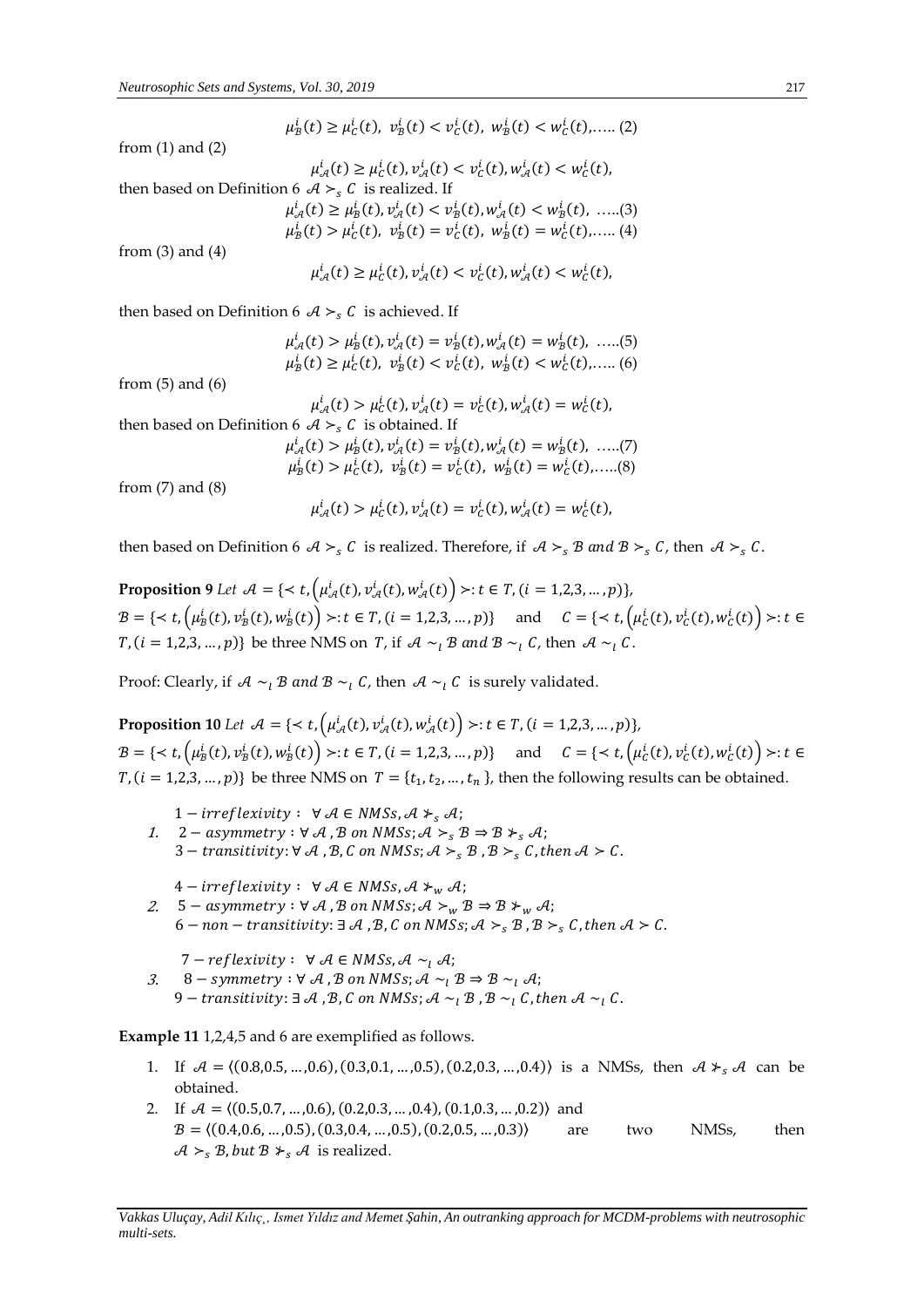$$\mu_{\mathcal{B}}^{i}(t) \geq \mu_{C}^{i}(t),\ \nu_{\mathcal{B}}^{i}(t) < \nu_{C}^{i}(t),\ w_{\mathcal{B}}^{i}(t) < w_{C}^{i}(t), \ldots\ (2)$$

from (1) and (2)

$$\mu_{\mathcal{A}}^{i}(t) \geq \mu_{C}^{i}(t), \nu_{\mathcal{A}}^{i}(t) < \nu_{C}^{i}(t), w_{\mathcal{A}}^{i}(t) < w_{C}^{i}(t),$$

then based on Definition 6 $\mathcal{A} \succ_s C$ is realized. If

$$\mu_{\mathcal{A}}^{i}(t) \geq \mu_{\mathcal{B}}^{i}(t), \nu_{\mathcal{A}}^{i}(t) < \nu_{\mathcal{B}}^{i}(t), w_{\mathcal{A}}^{i}(t) < w_{\mathcal{B}}^{i}(t), \ \ldots(3)$$

$$\mu_{\mathcal{B}}^{i}(t) > \mu_{C}^{i}(t),\ \nu_{\mathcal{B}}^{i}(t) = \nu_{C}^{i}(t),\ w_{\mathcal{B}}^{i}(t) = w_{C}^{i}(t), \ldots\ (4)$$

from (3) and (4)

$$\mu_{\mathcal{A}}^{i}(t) \geq \mu_{C}^{i}(t), \nu_{\mathcal{A}}^{i}(t) < \nu_{C}^{i}(t), w_{\mathcal{A}}^{i}(t) < w_{C}^{i}(t),$$

then based on Definition 6 $\mathcal{A} \succ_s C$ is achieved. If

$$\mu_{\mathcal{A}}^{i}(t) > \mu_{\mathcal{B}}^{i}(t), \nu_{\mathcal{A}}^{i}(t) = \nu_{\mathcal{B}}^{i}(t), w_{\mathcal{A}}^{i}(t) = w_{\mathcal{B}}^{i}(t), \ \ldots(5)$$

$$\mu_{\mathcal{B}}^{i}(t) \geq \mu_{C}^{i}(t),\ \nu_{\mathcal{B}}^{i}(t) < \nu_{C}^{i}(t),\ w_{\mathcal{B}}^{i}(t) < w_{C}^{i}(t), \ldots\ (6)$$

from (5) and (6)

$$\mu_{\mathcal{A}}^{i}(t) > \mu_{C}^{i}(t), \nu_{\mathcal{A}}^{i}(t) = \nu_{C}^{i}(t), w_{\mathcal{A}}^{i}(t) = w_{C}^{i}(t),$$

then based on Definition 6 $\mathcal{A} \succ_s C$ is obtained. If

$$\mu_{\mathcal{A}}^{i}(t) > \mu_{\mathcal{B}}^{i}(t), \nu_{\mathcal{A}}^{i}(t) = \nu_{\mathcal{B}}^{i}(t), w_{\mathcal{A}}^{i}(t) = w_{\mathcal{B}}^{i}(t), \ \ldots(7)$$

$$\mu_{\mathcal{B}}^{i}(t) > \mu_{C}^{i}(t),\ \nu_{\mathcal{B}}^{i}(t) = \nu_{C}^{i}(t),\ w_{\mathcal{B}}^{i}(t) = w_{C}^{i}(t), \ldots(8)$$

from (7) and (8)

$$\mu_{\mathcal{A}}^{i}(t) > \mu_{C}^{i}(t), \nu_{\mathcal{A}}^{i}(t) = \nu_{C}^{i}(t), w_{\mathcal{A}}^{i}(t) = w_{C}^{i}(t),$$

then based on Definition 6 $\mathcal{A} \succ_s C$ is realized. Therefore, if $\mathcal{A} \succ_s \mathcal{B}$ and $\mathcal{B} \succ_s C$, then $\mathcal{A} \succ_s C$.

**Proposition 9** *Let* $\mathcal{A} = \{\prec t, \left(\mu_{\mathcal{A}}^{i}(t), \nu_{\mathcal{A}}^{i}(t), w_{\mathcal{A}}^{i}(t)\right) \succ : t \in T, (i = 1,2,3, \ldots, p)\}$, $\mathcal{B} = \{\prec t, \left(\mu_{\mathcal{B}}^{i}(t), \nu_{\mathcal{B}}^{i}(t), w_{\mathcal{B}}^{i}(t)\right) \succ : t \in T, (i = 1,2,3, \ldots, p)\}$ and $C = \{\prec t, \left(\mu_{C}^{i}(t), \nu_{C}^{i}(t), w_{C}^{i}(t)\right) \succ : t \in T, (i = 1,2,3, \ldots, p)\}$ *be three NMS on* $T$*, if* $\mathcal{A} \sim_l \mathcal{B}$ *and* $\mathcal{B} \sim_l C$*, then* $\mathcal{A} \sim_l C$.

Proof: Clearly, if $\mathcal{A} \sim_l \mathcal{B}$ and $\mathcal{B} \sim_l C$, then $\mathcal{A} \sim_l C$ is surely validated.

**Proposition 10** *Let* $\mathcal{A} = \{\prec t, \left(\mu_{\mathcal{A}}^{i}(t), \nu_{\mathcal{A}}^{i}(t), w_{\mathcal{A}}^{i}(t)\right) \succ : t \in T, (i = 1,2,3, \ldots, p)\}$, $\mathcal{B} = \{\prec t, \left(\mu_{\mathcal{B}}^{i}(t), \nu_{\mathcal{B}}^{i}(t), w_{\mathcal{B}}^{i}(t)\right) \succ : t \in T, (i = 1,2,3, \ldots, p)\}$ and $C = \{\prec t, \left(\mu_{C}^{i}(t), \nu_{C}^{i}(t), w_{C}^{i}(t)\right) \succ : t \in T, (i = 1,2,3, \ldots, p)\}$ *be three NMS on* $T = \{t_1, t_2, \ldots, t_n\}$*, then the following results can be obtained.*

1. $1 - irreflexivity:\ \forall \mathcal{A} \in NMSs, \mathcal{A} \nsucc_s \mathcal{A};$
   $2 - asymmetry: \forall \mathcal{A}, \mathcal{B}\ on\ NMSs; \mathcal{A} \succ_s \mathcal{B} \Rightarrow \mathcal{B} \nsucc_s \mathcal{A};$
   $3 - transitivity: \forall \mathcal{A}, \mathcal{B}, C\ on\ NMSs; \mathcal{A} \succ_s \mathcal{B}, \mathcal{B} \succ_s C, then\ \mathcal{A} \succ C.$
2. $4 - irreflexivity:\ \forall \mathcal{A} \in NMSs, \mathcal{A} \nsucc_w \mathcal{A};$
   $5 - asymmetry: \forall \mathcal{A}, \mathcal{B}\ on\ NMSs; \mathcal{A} \succ_w \mathcal{B} \Rightarrow \mathcal{B} \nsucc_w \mathcal{A};$
   $6 - non-transitivity: \exists \mathcal{A}, \mathcal{B}, C\ on\ NMSs; \mathcal{A} \succ_s \mathcal{B}, \mathcal{B} \succ_s C, then\ \mathcal{A} \succ C.$
3. $7 - reflexivity:\ \forall \mathcal{A} \in NMSs, \mathcal{A} \sim_l \mathcal{A};$
   $8 - symmetry: \forall \mathcal{A}, \mathcal{B}\ on\ NMSs; \mathcal{A} \sim_l \mathcal{B} \Rightarrow \mathcal{B} \sim_l \mathcal{A};$
   $9 - transitivity: \exists \mathcal{A}, \mathcal{B}, C\ on\ NMSs; \mathcal{A} \sim_l \mathcal{B}, \mathcal{B} \sim_l C, then\ \mathcal{A} \sim_l C.$

**Example 11** 1,2,4,5 and 6 are exemplified as follows.

1. If $\mathcal{A} = \langle(0.8, 0.5, \ldots, 0.6), (0.3, 0.1, \ldots, 0.5), (0.2, 0.3, \ldots, 0.4)\rangle$ is a NMSs, then $\mathcal{A} \nsucc_s \mathcal{A}$ can be obtained.
2. If $\mathcal{A} = \langle(0.5, 0.7, \ldots, 0.6), (0.2, 0.3, \ldots, 0.4), (0.1, 0.3, \ldots, 0.2)\rangle$ and $\mathcal{B} = \langle(0.4, 0.6, \ldots, 0.5), (0.3, 0.4, \ldots, 0.5), (0.2, 0.5, \ldots, 0.3)\rangle$ are two NMSs, then $\mathcal{A} \succ_s \mathcal{B}$, but $\mathcal{B} \nsucc_s \mathcal{A}$ is realized.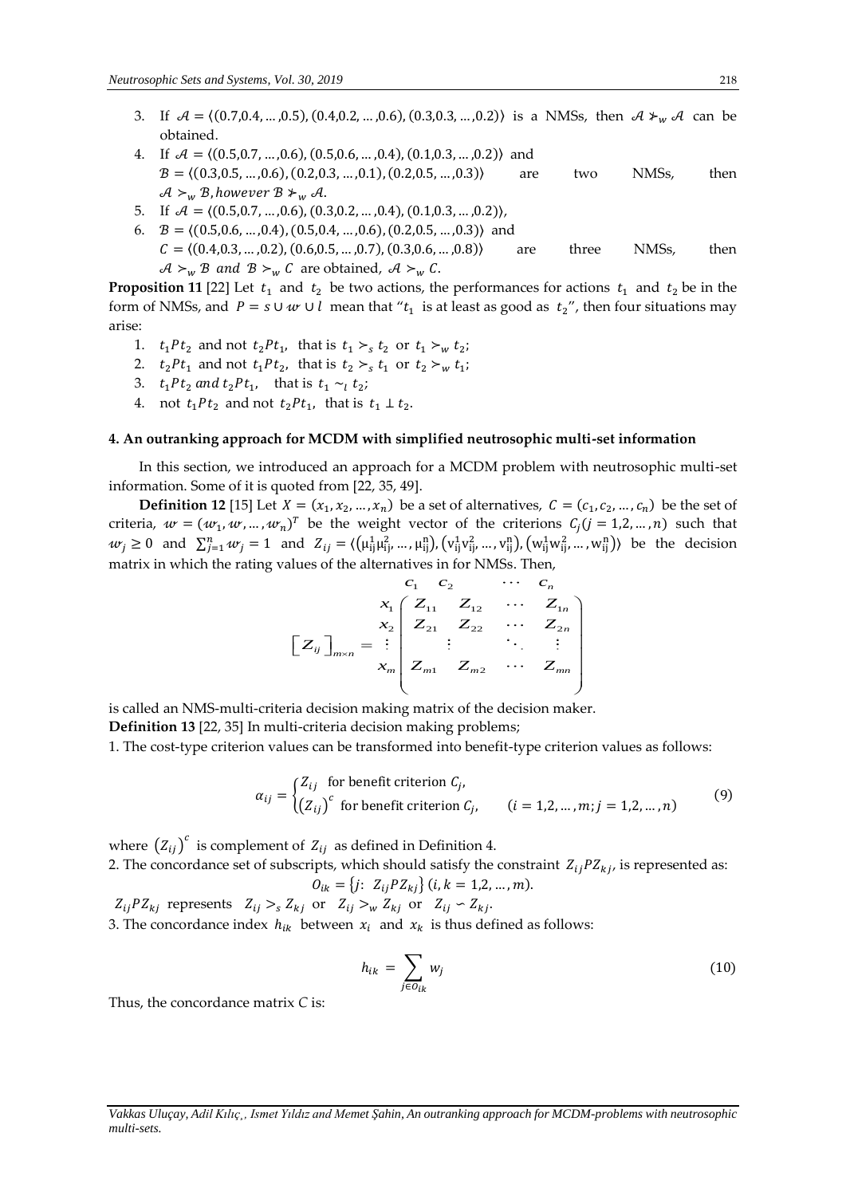3. If $\mathcal{A} = \langle(0.7,0.4, \dots ,0.5), (0.4,0.2, \dots ,0.6), (0.3,0.3, \dots ,0.2)\rangle$ is a NMSs, then $\mathcal{A} \nsucc_w \mathcal{A}$ can be obtained.
4. If $\mathcal{A} = \langle(0.5,0.7, \dots ,0.6), (0.5,0.6, \dots ,0.4), (0.1,0.3, \dots ,0.2)\rangle$ and $\mathcal{B} = \langle(0.3,0.5, \dots ,0.6), (0.2,0.3, \dots ,0.1), (0.2,0.5, \dots ,0.3)\rangle$ are two NMSs, then $\mathcal{A} \succ_w \mathcal{B}, however\ \mathcal{B} \nsucc_w \mathcal{A}$.
5. If $\mathcal{A} = \langle(0.5,0.7, \dots ,0.6), (0.3,0.2, \dots ,0.4), (0.1,0.3, \dots ,0.2)\rangle$,
6. $\mathcal{B} = \langle(0.5,0.6, \dots ,0.4), (0.5,0.4, \dots ,0.6), (0.2,0.5, \dots ,0.3)\rangle$ and $C = \langle(0.4,0.3, \dots ,0.2), (0.6,0.5, \dots ,0.7), (0.3,0.6, \dots ,0.8)\rangle$ are three NMSs, then $\mathcal{A} \succ_w \mathcal{B}\ and\ \mathcal{B} \succ_w C$ are obtained, $\mathcal{A} \succ_w C$.

**Proposition 11** [22] Let $t_1$ and $t_2$ be two actions, the performances for actions $t_1$ and $t_2$ be in the form of NMSs, and $P = s \cup w \cup l$ mean that "$t_1$ is at least as good as $t_2$", then four situations may arise:

1. $t_1 P t_2$ and not $t_2 P t_1$, that is $t_1 \succ_s t_2$ or $t_1 \succ_w t_2$;
2. $t_2 P t_1$ and not $t_1 P t_2$, that is $t_2 \succ_s t_1$ or $t_2 \succ_w t_1$;
3. $t_1 P t_2\ and\ t_2 P t_1$, that is $t_1 \sim_l t_2$;
4. not $t_1 P t_2$ and not $t_2 P t_1$, that is $t_1 \perp t_2$.

#### 4. An outranking approach for MCDM with simplified neutrosophic multi-set information

In this section, we introduced an approach for a MCDM problem with neutrosophic multi-set information. Some of it is quoted from [22, 35, 49].

**Definition 12** [15] Let $X = (x_1, x_2, \dots, x_n)$ be a set of alternatives, $C = (c_1, c_2, \dots, c_n)$ be the set of criteria, $w = (w_1, w, \dots, w_n)^T$ be the weight vector of the criterions $C_j (j = 1,2, \dots, n)$ such that $w_j \geq 0$ and $\sum_{j=1}^{n} w_j = 1$ and $Z_{ij} = \langle(\mu_{ij}^1 \mu_{ij}^2, \dots, \mu_{ij}^n), (v_{ij}^1 v_{ij}^2, \dots, v_{ij}^n), (w_{ij}^1 w_{ij}^2, \dots, w_{ij}^n)\rangle$ be the decision matrix in which the rating values of the alternatives in for NMSs. Then,

$$
\left[Z_{ij}\right]_{m \times n} = \begin{array}{c} \\ x_1 \\ x_2 \\ \vdots \\ x_m \end{array} \begin{array}{c} \begin{array}{cccc} c_1 & c_2 & \cdots & c_n \end{array} \\ \begin{pmatrix} Z_{11} & Z_{12} & \cdots & Z_{1n} \\ Z_{21} & Z_{22} & \cdots & Z_{2n} \\ \vdots & \vdots & \ddots & \vdots \\ Z_{m1} & Z_{m2} & \cdots & Z_{mn} \end{pmatrix} \end{array}
$$

is called an NMS-multi-criteria decision making matrix of the decision maker.

**Definition 13** [22, 35] In multi-criteria decision making problems;

1. The cost-type criterion values can be transformed into benefit-type criterion values as follows:

$$
\alpha_{ij} = \begin{cases} Z_{ij} & \text{for benefit criterion } C_j, \\ \left(Z_{ij}\right)^c & \text{for benefit criterion } C_j, \qquad (i = 1,2, \dots, m; j = 1,2, \dots, n) \end{cases} \tag{9}
$$

where $\left(Z_{ij}\right)^c$ is complement of $Z_{ij}$ as defined in Definition 4.

2. The concordance set of subscripts, which should satisfy the constraint $Z_{ij} P Z_{kj}$, is represented as:

$$O_{ik} = \{j\colon\ Z_{ij} P Z_{kj}\}\ (i, k = 1,2, \dots, m).$$

$Z_{ij} P Z_{kj}$ represents $Z_{ij} \succ_s Z_{kj}$ or $Z_{ij} \succ_w Z_{kj}$ or $Z_{ij} \backsim Z_{kj}$.

3. The concordance index $h_{ik}$ between $x_i$ and $x_k$ is thus defined as follows:

$$
h_{ik} = \sum_{j \in O_{ik}} w_j \tag{10}
$$

Thus, the concordance matrix *C* is: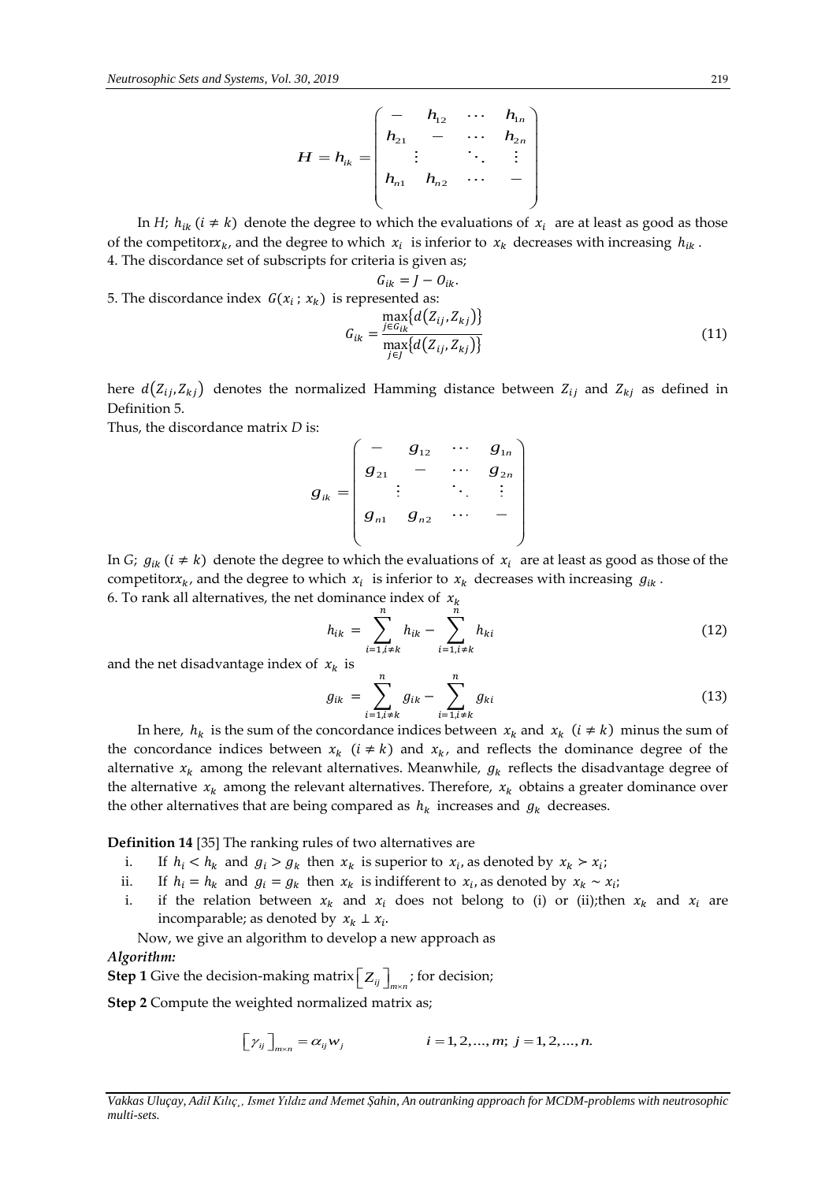$$H = h_{ik} = \begin{pmatrix} - & h_{12} & \cdots & h_{1n} \\ h_{21} & - & \cdots & h_{2n} \\ \vdots & & \ddots & \vdots \\ h_{n1} & h_{n2} & \cdots & - \end{pmatrix}$$

In $H$; $h_{ik}$ $(i \neq k)$ denote the degree to which the evaluations of $x_i$ are at least as good as those of the competitor$x_k$, and the degree to which $x_i$ is inferior to $x_k$ decreases with increasing $h_{ik}$.

4. The discordance set of subscripts for criteria is given as;

$$G_{ik} = J - O_{ik}.$$

5. The discordance index $G(x_i\,;\,x_k)$ is represented as:

$$G_{ik} = \frac{\max_{j \in G_{ik}}\{d(Z_{ij}, Z_{kj})\}}{\max_{j \in J}\{d(Z_{ij}, Z_{kj})\}} \tag{11}$$

here $d(Z_{ij}, Z_{kj})$ denotes the normalized Hamming distance between $Z_{ij}$ and $Z_{kj}$ as defined in Definition 5.

Thus, the discordance matrix $D$ is:

$$g_{ik} = \begin{pmatrix} - & g_{12} & \cdots & g_{1n} \\ g_{21} & - & \cdots & g_{2n} \\ \vdots & & \ddots & \vdots \\ g_{n1} & g_{n2} & \cdots & - \end{pmatrix}$$

In $G$; $g_{ik}$ $(i \neq k)$ denote the degree to which the evaluations of $x_i$ are at least as good as those of the competitor$x_k$, and the degree to which $x_i$ is inferior to $x_k$ decreases with increasing $g_{ik}$.

6. To rank all alternatives, the net dominance index of $x_k$

$$h_{ik} = \sum_{i=1, i\neq k}^{n} h_{ik} - \sum_{i=1, i\neq k}^{n} h_{ki} \tag{12}$$

and the net disadvantage index of $x_k$ is

$$g_{ik} = \sum_{i=1, i\neq k}^{n} g_{ik} - \sum_{i=1, i\neq k}^{n} g_{ki} \tag{13}$$

In here, $h_k$ is the sum of the concordance indices between $x_k$ and $x_k$ $(i \neq k)$ minus the sum of the concordance indices between $x_k$ $(i \neq k)$ and $x_k$, and reflects the dominance degree of the alternative $x_k$ among the relevant alternatives. Meanwhile, $g_k$ reflects the disadvantage degree of the alternative $x_k$ among the relevant alternatives. Therefore, $x_k$ obtains a greater dominance over the other alternatives that are being compared as $h_k$ increases and $g_k$ decreases.

**Definition 14** [35] The ranking rules of two alternatives are

i. If $h_i < h_k$ and $g_i > g_k$ then $x_k$ is superior to $x_i$, as denoted by $x_k \succ x_i$;

ii. If $h_i = h_k$ and $g_i = g_k$ then $x_k$ is indifferent to $x_i$, as denoted by $x_k \sim x_i$;

i. if the relation between $x_k$ and $x_i$ does not belong to (i) or (ii);then $x_k$ and $x_i$ are incomparable; as denoted by $x_k \perp x_i$.

Now, we give an algorithm to develop a new approach as

***Algorithm:***

**Step 1** Give the decision-making matrix $\left[Z_{ij}\right]_{m\times n}$; for decision;

**Step 2** Compute the weighted normalized matrix as;

$$\left[\gamma_{ij}\right]_{m\times n} = \alpha_{ij} w_j \qquad\qquad i = 1, 2, \ldots, m;\; j = 1, 2, \ldots, n.$$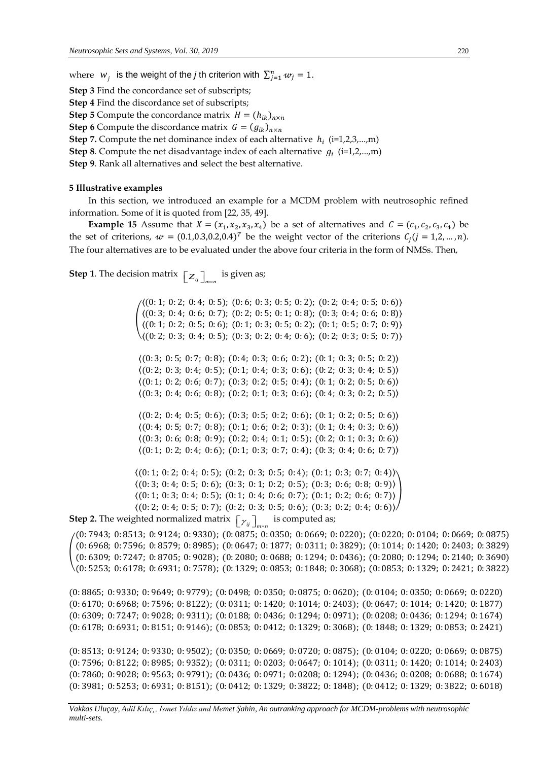where $w_j$ is the weight of the *j* th criterion with $\sum_{j=1}^{n} w_j = 1$.

**Step 3** Find the concordance set of subscripts;

**Step 4** Find the discordance set of subscripts;

**Step 5** Compute the concordance matrix $H = (h_{ik})_{n\times n}$

**Step 6** Compute the discordance matrix $G = (g_{ik})_{n\times n}$

**Step 7.** Compute the net dominance index of each alternative $h_i$ (i=1,2,3,...,m)

**Step 8**. Compute the net disadvantage index of each alternative $g_i$ (i=1,2,...,m)

**Step 9**. Rank all alternatives and select the best alternative.

**5 Illustrative examples**

In this section, we introduced an example for a MCDM problem with neutrosophic refined information. Some of it is quoted from [22, 35, 49].

**Example 15** Assume that $X = (x_1, x_2, x_3, x_4)$ be a set of alternatives and $C = (c_1, c_2, c_3, c_4)$ be the set of criterions, $w = (0.1, 0.3, 0.2, 0.4)^T$ be the weight vector of the criterions $C_j (j = 1, 2, \ldots, n)$. The four alternatives are to be evaluated under the above four criteria in the form of NMSs. Then,

**Step 1**. The decision matrix $\left[ Z_{ij} \right]_{m\times n}$ is given as;

$$
\begin{pmatrix}
\langle(0.1;\ 0.2;\ 0.4;\ 0.5);\ (0.6;\ 0.3;\ 0.5;\ 0.2);\ (0.2;\ 0.4;\ 0.5;\ 0.6)\rangle \\
\langle(0.3;\ 0.4;\ 0.6;\ 0.7);\ (0.2;\ 0.5;\ 0.1;\ 0.8);\ (0.3;\ 0.4;\ 0.6;\ 0.8)\rangle \\
\langle(0.1;\ 0.2;\ 0.5;\ 0.6);\ (0.1;\ 0.3;\ 0.5;\ 0.2);\ (0.1;\ 0.5;\ 0.7;\ 0.9)\rangle \\
\langle(0.2;\ 0.3;\ 0.4;\ 0.5);\ (0.3;\ 0.2;\ 0.4;\ 0.6);\ (0.2;\ 0.3;\ 0.5;\ 0.7)\rangle \\
\\
\langle(0.3;\ 0.5;\ 0.7;\ 0.8);\ (0.4;\ 0.3;\ 0.6;\ 0.2);\ (0.1;\ 0.3;\ 0.5;\ 0.2)\rangle \\
\langle(0.2;\ 0.3;\ 0.4;\ 0.5);\ (0.1;\ 0.4;\ 0.3;\ 0.6);\ (0.2;\ 0.3;\ 0.4;\ 0.5)\rangle \\
\langle(0.1;\ 0.2;\ 0.6;\ 0.7);\ (0.3;\ 0.2;\ 0.5;\ 0.4);\ (0.1;\ 0.2;\ 0.5;\ 0.6)\rangle \\
\langle(0.3;\ 0.4;\ 0.6;\ 0.8);\ (0.2;\ 0.1;\ 0.3;\ 0.6);\ (0.4;\ 0.3;\ 0.2;\ 0.5)\rangle \\
\\
\langle(0.2;\ 0.4;\ 0.5;\ 0.6);\ (0.3;\ 0.5;\ 0.2;\ 0.6);\ (0.1;\ 0.2;\ 0.5;\ 0.6)\rangle \\
\langle(0.4;\ 0.5;\ 0.7;\ 0.8);\ (0.1;\ 0.6;\ 0.2;\ 0.3);\ (0.1;\ 0.4;\ 0.3;\ 0.6)\rangle \\
\langle(0.3;\ 0.6;\ 0.8;\ 0.9);\ (0.2;\ 0.4;\ 0.1;\ 0.5);\ (0.2;\ 0.1;\ 0.3;\ 0.6)\rangle \\
\langle(0.1;\ 0.2;\ 0.4;\ 0.6);\ (0.1;\ 0.3;\ 0.7;\ 0.4);\ (0.3;\ 0.4;\ 0.6;\ 0.7)\rangle \\
\\
\langle(0.1;\ 0.2;\ 0.4;\ 0.5);\ (0.2;\ 0.3;\ 0.5;\ 0.4);\ (0.1;\ 0.3;\ 0.7;\ 0.4)\rangle \\
\langle(0.3;\ 0.4;\ 0.5;\ 0.6);\ (0.3;\ 0.1;\ 0.2;\ 0.5);\ (0.3;\ 0.6;\ 0.8;\ 0.9)\rangle \\
\langle(0.1;\ 0.3;\ 0.4;\ 0.5);\ (0.1;\ 0.4;\ 0.6;\ 0.7);\ (0.1;\ 0.2;\ 0.6;\ 0.7)\rangle \\
\langle(0.2;\ 0.4;\ 0.5;\ 0.7);\ (0.2;\ 0.3;\ 0.5;\ 0.6);\ (0.3;\ 0.2;\ 0.4;\ 0.6)\rangle
\end{pmatrix}
$$

**Step 2.** The weighted normalized matrix $\left[ \gamma_{ij} \right]_{m\times n}$ is computed as;

$$
\begin{pmatrix}
(0.7943;\ 0.8513;\ 0.9124;\ 0.9330);\ (0.0875;\ 0.0350;\ 0.0669;\ 0.0220);\ (0.0220;\ 0.0104;\ 0.0669;\ 0.0875) \\
(0.6968;\ 0.7596;\ 0.8579;\ 0.8985);\ (0.0647;\ 0.1877;\ 0.0311;\ 0.3829);\ (0.1014;\ 0.1420;\ 0.2403;\ 0.3829) \\
(0.6309;\ 0.7247;\ 0.8705;\ 0.9028);\ (0.2080;\ 0.0688;\ 0.1294;\ 0.0436);\ (0.2080;\ 0.1294;\ 0.2140;\ 0.3690) \\
(0.5253;\ 0.6178;\ 0.6931;\ 0.7578);\ (0.1329;\ 0.0853;\ 0.1848;\ 0.3068);\ (0.0853;\ 0.1329;\ 0.2421;\ 0.3822) \\
\\
(0.8865;\ 0.9330;\ 0.9649;\ 0.9779);\ (0.0498;\ 0.0350;\ 0.0875;\ 0.0620);\ (0.0104;\ 0.0350;\ 0.0669;\ 0.0220) \\
(0.6170;\ 0.6968;\ 0.7596;\ 0.8122);\ (0.0311;\ 0.1420;\ 0.1014;\ 0.2403);\ (0.0647;\ 0.1014;\ 0.1420;\ 0.1877) \\
(0.6309;\ 0.7247;\ 0.9028;\ 0.9311);\ (0.0188;\ 0.0436;\ 0.1294;\ 0.0971);\ (0.0208;\ 0.0436;\ 0.1294;\ 0.1674) \\
(0.6178;\ 0.6931;\ 0.8151;\ 0.9146);\ (0.0853;\ 0.0412;\ 0.1329;\ 0.3068);\ (0.1848;\ 0.1329;\ 0.0853;\ 0.2421) \\
\\
(0.8513;\ 0.9124;\ 0.9330;\ 0.9502);\ (0.0350;\ 0.0669;\ 0.0720;\ 0.0875);\ (0.0104;\ 0.0220;\ 0.0669;\ 0.0875) \\
(0.7596;\ 0.8122;\ 0.8985;\ 0.9352);\ (0.0311;\ 0.0203;\ 0.0647;\ 0.1014);\ (0.0311;\ 0.1420;\ 0.1014;\ 0.2403) \\
(0.7860;\ 0.9028;\ 0.9563;\ 0.9791);\ (0.0436;\ 0.0971;\ 0.0208;\ 0.1294);\ (0.0436;\ 0.0208;\ 0.0688;\ 0.1674) \\
(0.3981;\ 0.5253;\ 0.6931;\ 0.8151);\ (0.0412;\ 0.1329;\ 0.3822;\ 0.1848);\ (0.0412;\ 0.1329;\ 0.3822;\ 0.6018)
\end{pmatrix}
$$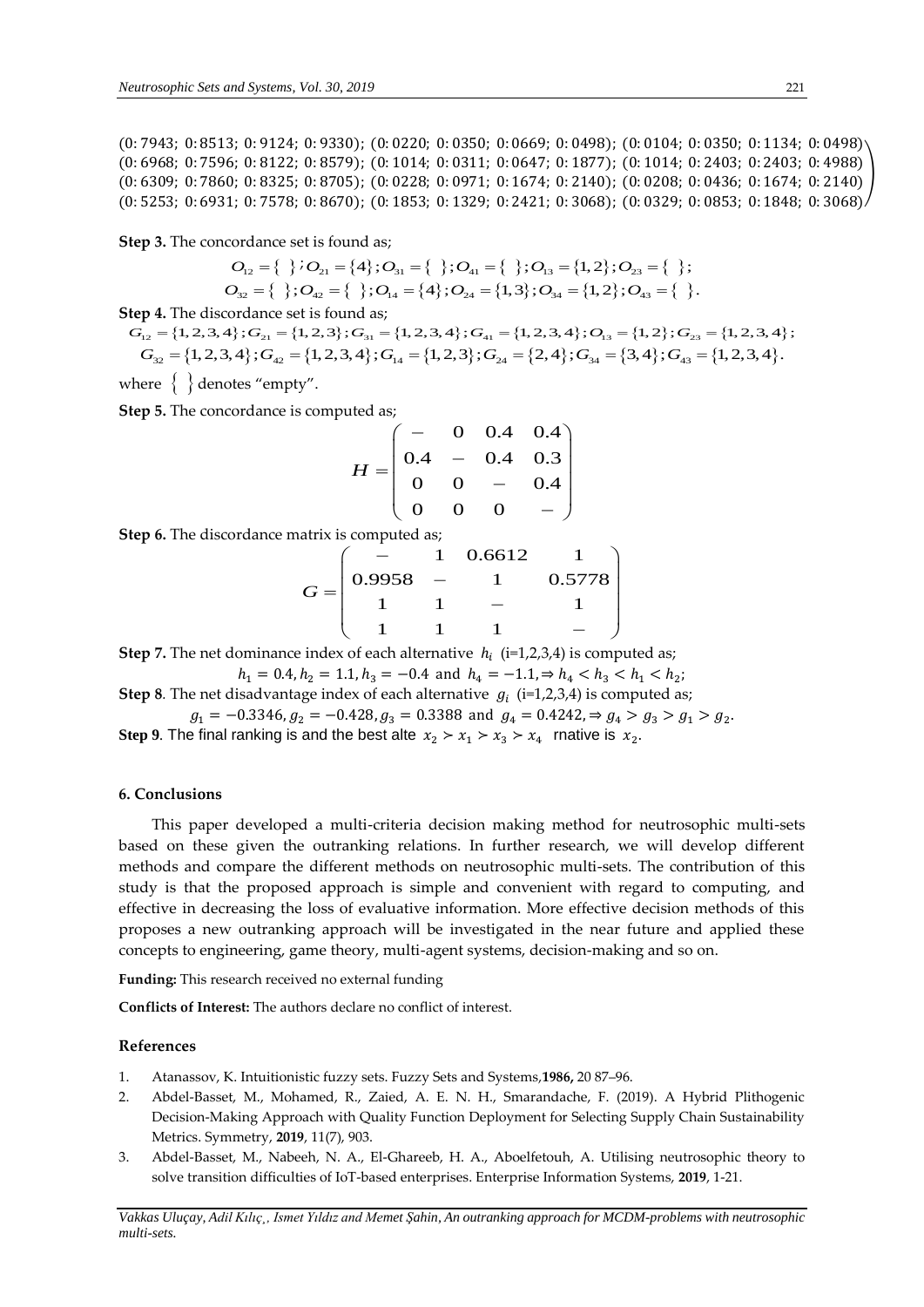$$
\begin{pmatrix}
(0:7943;\ 0:8513;\ 0:9124;\ 0:9330);\ (0:0220;\ 0:0350;\ 0:0669;\ 0:0498);\ (0:0104;\ 0:0350;\ 0:1134;\ 0:0498) \\
(0:6968;\ 0:7596;\ 0:8122;\ 0:8579);\ (0:1014;\ 0:0311;\ 0:0647;\ 0:1877);\ (0:1014;\ 0:2403;\ 0:2403;\ 0:4988) \\
(0:6309;\ 0:7860;\ 0:8325;\ 0:8705);\ (0:0228;\ 0:0971;\ 0:1674;\ 0:2140);\ (0:0208;\ 0:0436;\ 0:1674;\ 0:2140) \\
(0:5253;\ 0:6931;\ 0:7578;\ 0:8670);\ (0:1853;\ 0:1329;\ 0:2421;\ 0:3068);\ (0:0329;\ 0:0853;\ 0:1848;\ 0:3068)
\end{pmatrix}
$$

**Step 3.** The concordance set is found as;

$$O_{12}=\{\ \};O_{21}=\{4\};O_{31}=\{\ \};O_{41}=\{\ \};O_{13}=\{1,2\};O_{23}=\{\ \};$$
$$O_{32}=\{\ \};O_{42}=\{\ \};O_{14}=\{4\};O_{24}=\{1,3\};O_{34}=\{1,2\};O_{43}=\{\ \}.$$

**Step 4.** The discordance set is found as;

$$G_{12}=\{1,2,3,4\};G_{21}=\{1,2,3\};G_{31}=\{1,2,3,4\};G_{41}=\{1,2,3,4\};O_{13}=\{1,2\};G_{23}=\{1,2,3,4\};$$
$$G_{32}=\{1,2,3,4\};G_{42}=\{1,2,3,4\};G_{14}=\{1,2,3\};G_{24}=\{2,4\};G_{34}=\{3,4\};G_{43}=\{1,2,3,4\}.$$

where $\{\ \}$ denotes "empty".

**Step 5.** The concordance is computed as;

$$H=\begin{pmatrix} - & 0 & 0.4 & 0.4 \\ 0.4 & - & 0.4 & 0.3 \\ 0 & 0 & - & 0.4 \\ 0 & 0 & 0 & - \end{pmatrix}$$

**Step 6.** The discordance matrix is computed as;

$$G=\begin{pmatrix} - & 1 & 0.6612 & 1 \\ 0.9958 & - & 1 & 0.5778 \\ 1 & 1 & - & 1 \\ 1 & 1 & 1 & - \end{pmatrix}$$

**Step 7.** The net dominance index of each alternative $h_i$ (i=1,2,3,4) is computed as;

$$h_1=0.4, h_2=1.1, h_3=-0.4 \text{ and } h_4=-1.1, \Rightarrow h_4<h_3<h_1<h_2;$$

**Step 8**. The net disadvantage index of each alternative $g_i$ (i=1,2,3,4) is computed as;

$$g_1=-0.3346, g_2=-0.428, g_3=0.3388 \text{ and } g_4=0.4242, \Rightarrow g_4>g_3>g_1>g_2.$$

**Step 9**. The final ranking is and the best alte $x_2 \succ x_1 \succ x_3 \succ x_4$ rnative is $x_2$.

## 6. Conclusions

This paper developed a multi-criteria decision making method for neutrosophic multi-sets based on these given the outranking relations. In further research, we will develop different methods and compare the different methods on neutrosophic multi-sets. The contribution of this study is that the proposed approach is simple and convenient with regard to computing, and effective in decreasing the loss of evaluative information. More effective decision methods of this proposes a new outranking approach will be investigated in the near future and applied these concepts to engineering, game theory, multi-agent systems, decision-making and so on.

**Funding:** This research received no external funding

**Conflicts of Interest:** The authors declare no conflict of interest.

## References

1. Atanassov, K. Intuitionistic fuzzy sets. Fuzzy Sets and Systems,**1986,** 20 87–96.
2. Abdel-Basset, M., Mohamed, R., Zaied, A. E. N. H., Smarandache, F. (2019). A Hybrid Plithogenic Decision-Making Approach with Quality Function Deployment for Selecting Supply Chain Sustainability Metrics. Symmetry, **2019**, 11(7), 903.
3. Abdel-Basset, M., Nabeeh, N. A., El-Ghareeb, H. A., Aboelfetouh, A. Utilising neutrosophic theory to solve transition difficulties of IoT-based enterprises. Enterprise Information Systems, **2019**, 1-21.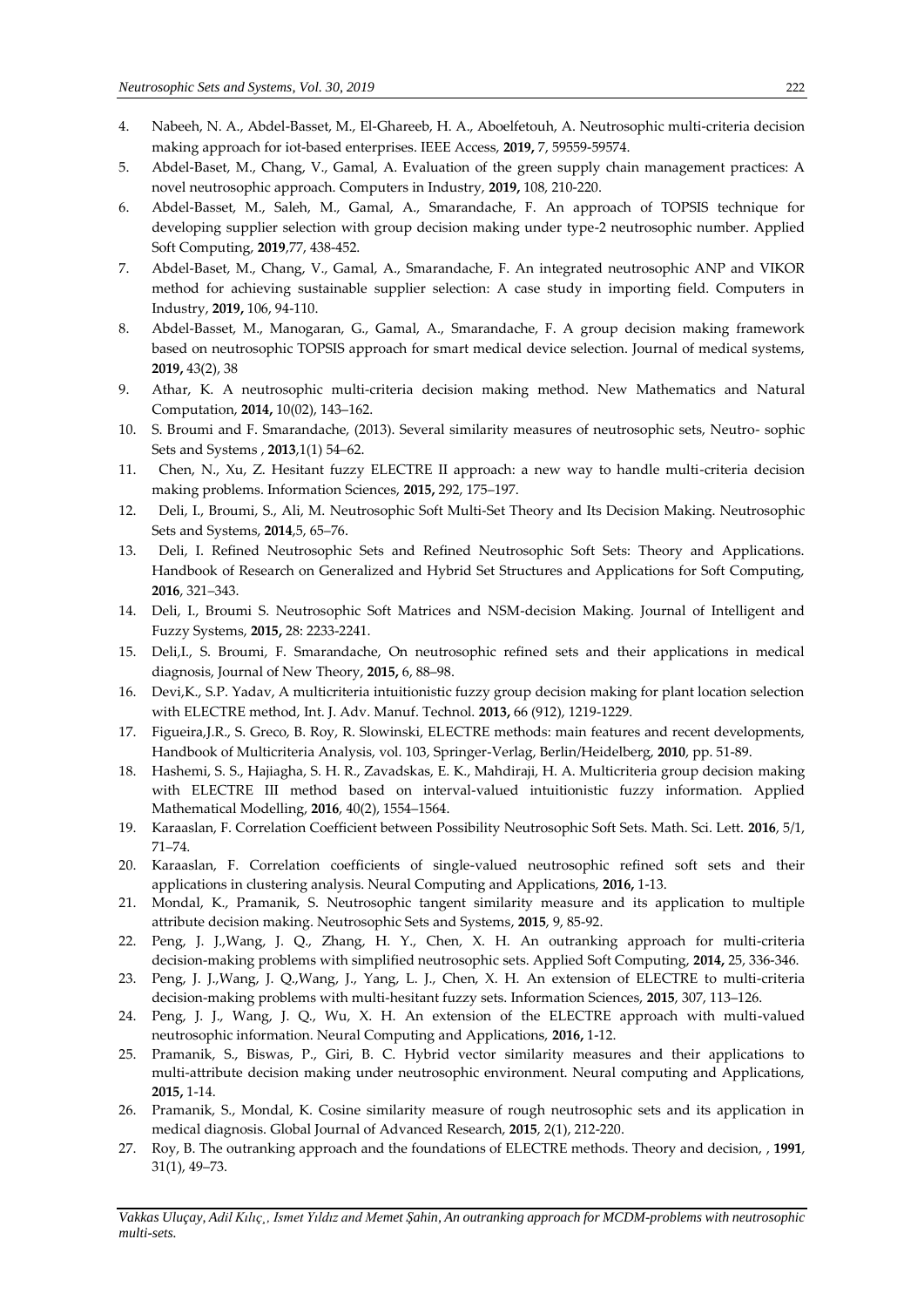4. Nabeeh, N. A., Abdel-Basset, M., El-Ghareeb, H. A., Aboelfetouh, A. Neutrosophic multi-criteria decision making approach for iot-based enterprises. IEEE Access, **2019,** 7, 59559-59574.
5. Abdel-Baset, M., Chang, V., Gamal, A. Evaluation of the green supply chain management practices: A novel neutrosophic approach. Computers in Industry, **2019,** 108, 210-220.
6. Abdel-Basset, M., Saleh, M., Gamal, A., Smarandache, F. An approach of TOPSIS technique for developing supplier selection with group decision making under type-2 neutrosophic number. Applied Soft Computing, **2019**,77, 438-452.
7. Abdel-Baset, M., Chang, V., Gamal, A., Smarandache, F. An integrated neutrosophic ANP and VIKOR method for achieving sustainable supplier selection: A case study in importing field. Computers in Industry, **2019,** 106, 94-110.
8. Abdel-Basset, M., Manogaran, G., Gamal, A., Smarandache, F. A group decision making framework based on neutrosophic TOPSIS approach for smart medical device selection. Journal of medical systems, **2019,** 43(2), 38
9. Athar, K. A neutrosophic multi-criteria decision making method. New Mathematics and Natural Computation, **2014,** 10(02), 143–162.
10. S. Broumi and F. Smarandache, (2013). Several similarity measures of neutrosophic sets, Neutro- sophic Sets and Systems , **2013**,1(1) 54–62.
11. Chen, N., Xu, Z. Hesitant fuzzy ELECTRE II approach: a new way to handle multi-criteria decision making problems. Information Sciences, **2015,** 292, 175–197.
12. Deli, I., Broumi, S., Ali, M. Neutrosophic Soft Multi-Set Theory and Its Decision Making. Neutrosophic Sets and Systems, **2014**,5, 65–76.
13. Deli, I. Refined Neutrosophic Sets and Refined Neutrosophic Soft Sets: Theory and Applications. Handbook of Research on Generalized and Hybrid Set Structures and Applications for Soft Computing, **2016**, 321–343.
14. Deli, I., Broumi S. Neutrosophic Soft Matrices and NSM-decision Making. Journal of Intelligent and Fuzzy Systems, **2015,** 28: 2233-2241.
15. Deli,I., S. Broumi, F. Smarandache, On neutrosophic refined sets and their applications in medical diagnosis, Journal of New Theory, **2015,** 6, 88–98.
16. Devi,K., S.P. Yadav, A multicriteria intuitionistic fuzzy group decision making for plant location selection with ELECTRE method, Int. J. Adv. Manuf. Technol. **2013,** 66 (912), 1219-1229.
17. Figueira,J.R., S. Greco, B. Roy, R. Slowinski, ELECTRE methods: main features and recent developments, Handbook of Multicriteria Analysis, vol. 103, Springer-Verlag, Berlin/Heidelberg, **2010**, pp. 51-89.
18. Hashemi, S. S., Hajiagha, S. H. R., Zavadskas, E. K., Mahdiraji, H. A. Multicriteria group decision making with ELECTRE III method based on interval-valued intuitionistic fuzzy information. Applied Mathematical Modelling, **2016**, 40(2), 1554–1564.
19. Karaaslan, F. Correlation Coefficient between Possibility Neutrosophic Soft Sets. Math. Sci. Lett. **2016**, 5/1, 71–74.
20. Karaaslan, F. Correlation coefficients of single-valued neutrosophic refined soft sets and their applications in clustering analysis. Neural Computing and Applications, **2016,** 1-13.
21. Mondal, K., Pramanik, S. Neutrosophic tangent similarity measure and its application to multiple attribute decision making. Neutrosophic Sets and Systems, **2015**, 9, 85-92.
22. Peng, J. J.,Wang, J. Q., Zhang, H. Y., Chen, X. H. An outranking approach for multi-criteria decision-making problems with simplified neutrosophic sets. Applied Soft Computing, **2014,** 25, 336-346.
23. Peng, J. J.,Wang, J. Q.,Wang, J., Yang, L. J., Chen, X. H. An extension of ELECTRE to multi-criteria decision-making problems with multi-hesitant fuzzy sets. Information Sciences, **2015**, 307, 113–126.
24. Peng, J. J., Wang, J. Q., Wu, X. H. An extension of the ELECTRE approach with multi-valued neutrosophic information. Neural Computing and Applications, **2016,** 1-12.
25. Pramanik, S., Biswas, P., Giri, B. C. Hybrid vector similarity measures and their applications to multi-attribute decision making under neutrosophic environment. Neural computing and Applications, **2015,** 1-14.
26. Pramanik, S., Mondal, K. Cosine similarity measure of rough neutrosophic sets and its application in medical diagnosis. Global Journal of Advanced Research, **2015**, 2(1), 212-220.
27. Roy, B. The outranking approach and the foundations of ELECTRE methods. Theory and decision, , **1991**, 31(1), 49–73.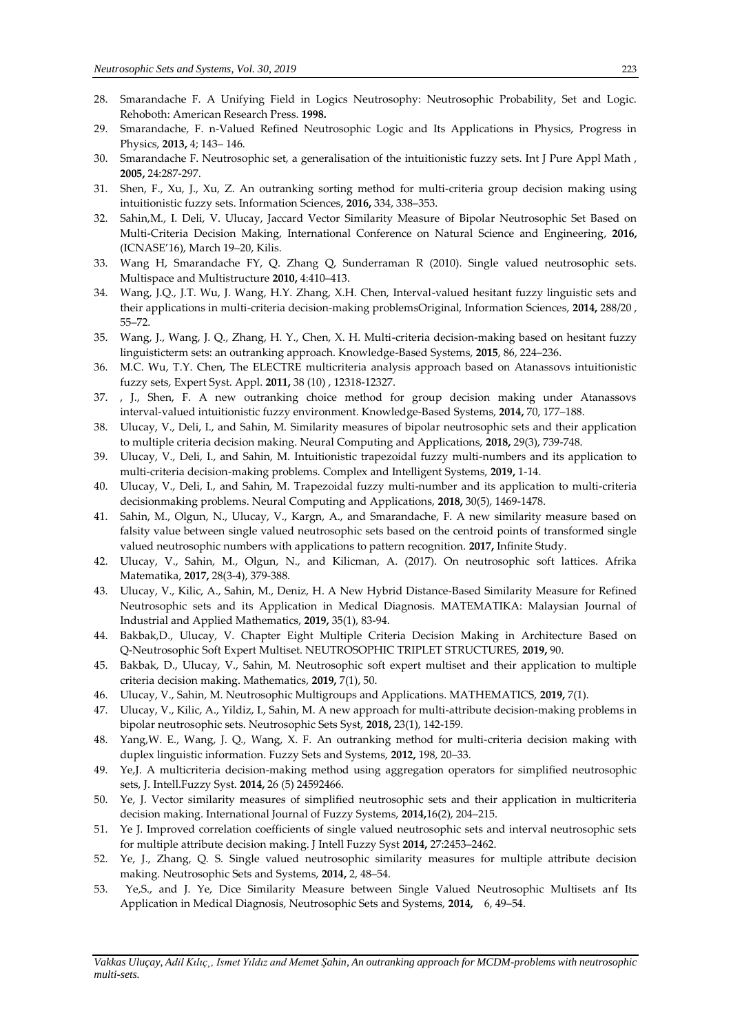28. Smarandache F. A Unifying Field in Logics Neutrosophy: Neutrosophic Probability, Set and Logic. Rehoboth: American Research Press. **1998.**
29. Smarandache, F. n-Valued Refined Neutrosophic Logic and Its Applications in Physics, Progress in Physics, **2013,** 4; 143– 146.
30. Smarandache F. Neutrosophic set, a generalisation of the intuitionistic fuzzy sets. Int J Pure Appl Math , **2005,** 24:287-297.
31. Shen, F., Xu, J., Xu, Z. An outranking sorting method for multi-criteria group decision making using intuitionistic fuzzy sets. Information Sciences, **2016,** 334, 338–353.
32. Sahin,M., I. Deli, V. Ulucay, Jaccard Vector Similarity Measure of Bipolar Neutrosophic Set Based on Multi-Criteria Decision Making, International Conference on Natural Science and Engineering, **2016,** (ICNASE'16), March 19–20, Kilis.
33. Wang H, Smarandache FY, Q. Zhang Q, Sunderraman R (2010). Single valued neutrosophic sets. Multispace and Multistructure **2010,** 4:410–413.
34. Wang, J.Q., J.T. Wu, J. Wang, H.Y. Zhang, X.H. Chen, Interval-valued hesitant fuzzy linguistic sets and their applications in multi-criteria decision-making problemsOriginal, Information Sciences, **2014,** 288/20 , 55–72.
35. Wang, J., Wang, J. Q., Zhang, H. Y., Chen, X. H. Multi-criteria decision-making based on hesitant fuzzy linguisticterm sets: an outranking approach. Knowledge-Based Systems, **2015**, 86, 224–236.
36. M.C. Wu, T.Y. Chen, The ELECTRE multicriteria analysis approach based on Atanassovs intuitionistic fuzzy sets, Expert Syst. Appl. **2011,** 38 (10) , 12318-12327.
37. , J., Shen, F. A new outranking choice method for group decision making under Atanassovs interval-valued intuitionistic fuzzy environment. Knowledge-Based Systems, **2014,** 70, 177–188.
38. Ulucay, V., Deli, I., and Sahin, M. Similarity measures of bipolar neutrosophic sets and their application to multiple criteria decision making. Neural Computing and Applications, **2018,** 29(3), 739-748.
39. Ulucay, V., Deli, I., and Sahin, M. Intuitionistic trapezoidal fuzzy multi-numbers and its application to multi-criteria decision-making problems. Complex and Intelligent Systems, **2019,** 1-14.
40. Ulucay, V., Deli, I., and Sahin, M. Trapezoidal fuzzy multi-number and its application to multi-criteria decisionmaking problems. Neural Computing and Applications, **2018,** 30(5), 1469-1478.
41. Sahin, M., Olgun, N., Ulucay, V., Kargn, A., and Smarandache, F. A new similarity measure based on falsity value between single valued neutrosophic sets based on the centroid points of transformed single valued neutrosophic numbers with applications to pattern recognition. **2017,** Infinite Study.
42. Ulucay, V., Sahin, M., Olgun, N., and Kilicman, A. (2017). On neutrosophic soft lattices. Afrika Matematika, **2017,** 28(3-4), 379-388.
43. Ulucay, V., Kilic, A., Sahin, M., Deniz, H. A New Hybrid Distance-Based Similarity Measure for Refined Neutrosophic sets and its Application in Medical Diagnosis. MATEMATIKA: Malaysian Journal of Industrial and Applied Mathematics, **2019,** 35(1), 83-94.
44. Bakbak,D., Ulucay, V. Chapter Eight Multiple Criteria Decision Making in Architecture Based on Q-Neutrosophic Soft Expert Multiset. NEUTROSOPHIC TRIPLET STRUCTURES, **2019,** 90.
45. Bakbak, D., Ulucay, V., Sahin, M. Neutrosophic soft expert multiset and their application to multiple criteria decision making. Mathematics, **2019,** 7(1), 50.
46. Ulucay, V., Sahin, M. Neutrosophic Multigroups and Applications. MATHEMATICS, **2019,** 7(1).
47. Ulucay, V., Kilic, A., Yildiz, I., Sahin, M. A new approach for multi-attribute decision-making problems in bipolar neutrosophic sets. Neutrosophic Sets Syst, **2018,** 23(1), 142-159.
48. Yang,W. E., Wang, J. Q., Wang, X. F. An outranking method for multi-criteria decision making with duplex linguistic information. Fuzzy Sets and Systems, **2012,** 198, 20–33.
49. Ye,J. A multicriteria decision-making method using aggregation operators for simplified neutrosophic sets, J. Intell.Fuzzy Syst. **2014,** 26 (5) 24592466.
50. Ye, J. Vector similarity measures of simplified neutrosophic sets and their application in multicriteria decision making. International Journal of Fuzzy Systems, **2014,**16(2), 204–215.
51. Ye J. Improved correlation coefficients of single valued neutrosophic sets and interval neutrosophic sets for multiple attribute decision making. J Intell Fuzzy Syst **2014,** 27:2453–2462.
52. Ye, J., Zhang, Q. S. Single valued neutrosophic similarity measures for multiple attribute decision making. Neutrosophic Sets and Systems, **2014,** 2, 48–54.
53. Ye,S., and J. Ye, Dice Similarity Measure between Single Valued Neutrosophic Multisets anf Its Application in Medical Diagnosis, Neutrosophic Sets and Systems, **2014,** 6, 49–54.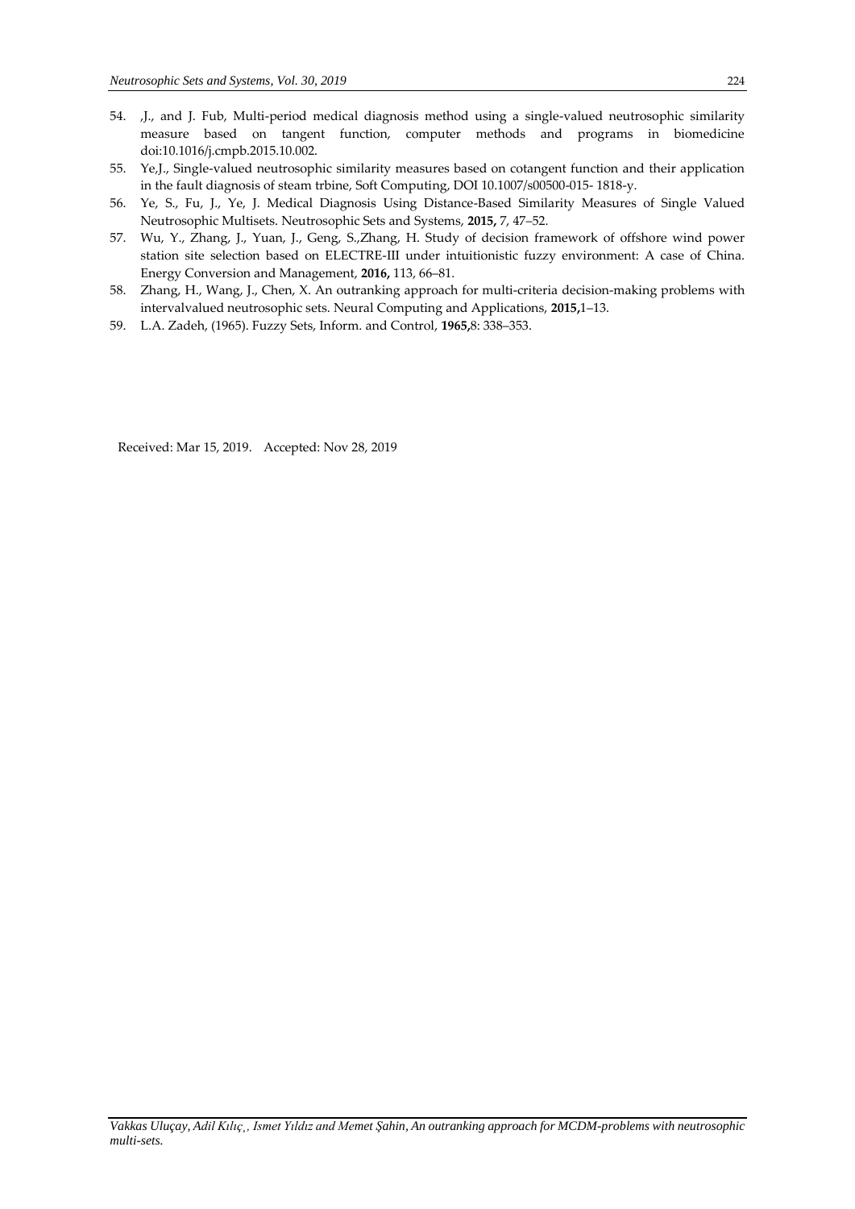54. ,J., and J. Fub, Multi-period medical diagnosis method using a single-valued neutrosophic similarity measure based on tangent function, computer methods and programs in biomedicine doi:10.1016/j.cmpb.2015.10.002.
55. Ye,J., Single-valued neutrosophic similarity measures based on cotangent function and their application in the fault diagnosis of steam trbine, Soft Computing, DOI 10.1007/s00500-015- 1818-y.
56. Ye, S., Fu, J., Ye, J. Medical Diagnosis Using Distance-Based Similarity Measures of Single Valued Neutrosophic Multisets. Neutrosophic Sets and Systems, **2015,** 7, 47–52.
57. Wu, Y., Zhang, J., Yuan, J., Geng, S.,Zhang, H. Study of decision framework of offshore wind power station site selection based on ELECTRE-III under intuitionistic fuzzy environment: A case of China. Energy Conversion and Management, **2016,** 113, 66–81.
58. Zhang, H., Wang, J., Chen, X. An outranking approach for multi-criteria decision-making problems with intervalvalued neutrosophic sets. Neural Computing and Applications, **2015,**1–13.
59. L.A. Zadeh, (1965). Fuzzy Sets, Inform. and Control, **1965,**8: 338–353.

Received: Mar 15, 2019. Accepted: Nov 28, 2019